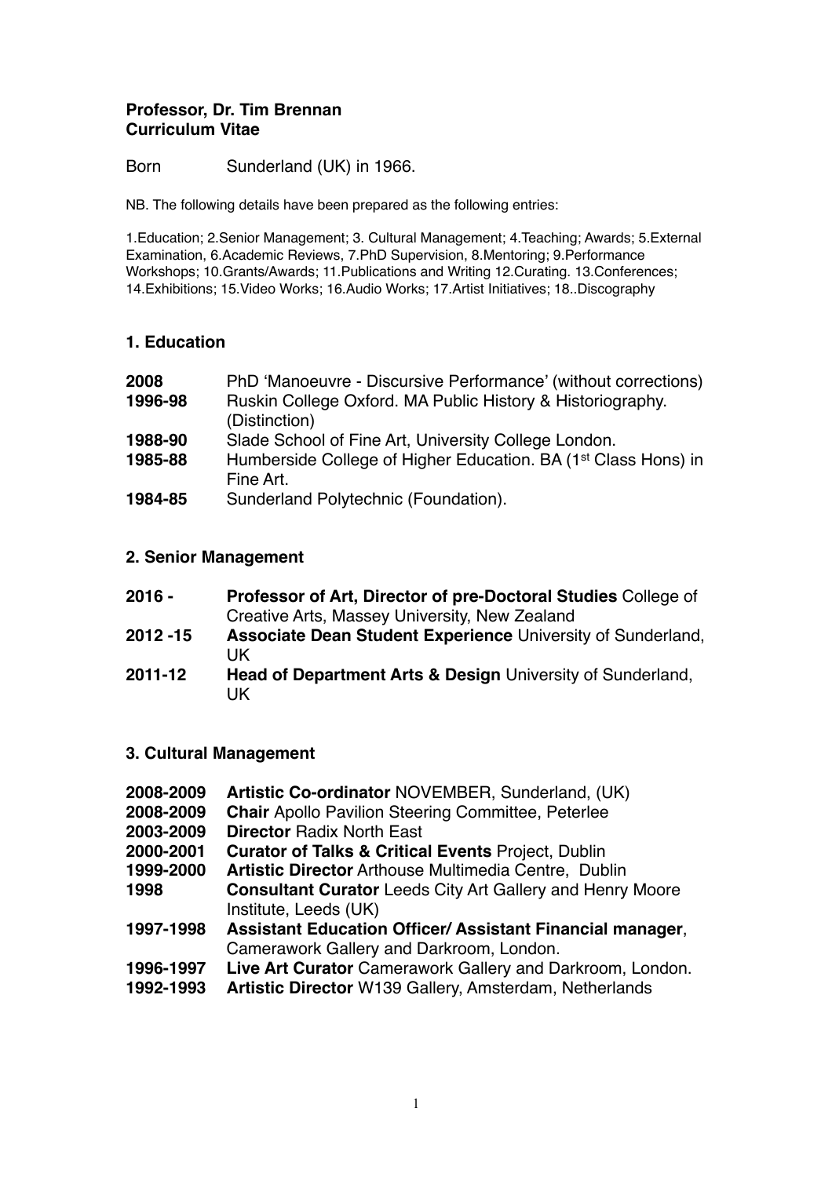**Professor, Dr. Tim Brennan**
**Curriculum Vitae**

Born Sunderland (UK) in 1966.

NB. The following details have been prepared as the following entries:

1.Education; 2.Senior Management; 3. Cultural Management; 4.Teaching; Awards; 5.External Examination, 6.Academic Reviews, 7.PhD Supervision, 8.Mentoring; 9.Performance Workshops; 10.Grants/Awards; 11.Publications and Writing 12.Curating. 13.Conferences; 14.Exhibitions; 15.Video Works; 16.Audio Works; 17.Artist Initiatives; 18..Discography

## 1. Education

**2008** PhD 'Manoeuvre - Discursive Performance' (without corrections)
**1996-98** Ruskin College Oxford. MA Public History & Historiography. (Distinction)
**1988-90** Slade School of Fine Art, University College London.
**1985-88** Humberside College of Higher Education. BA (1st Class Hons) in Fine Art.
**1984-85** Sunderland Polytechnic (Foundation).

## 2. Senior Management

**2016 -** **Professor of Art, Director of pre-Doctoral Studies** College of Creative Arts, Massey University, New Zealand
**2012 -15** **Associate Dean Student Experience** University of Sunderland, UK
**2011-12** **Head of Department Arts & Design** University of Sunderland, UK

## 3. Cultural Management

**2008-2009** **Artistic Co-ordinator** NOVEMBER, Sunderland, (UK)
**2008-2009** **Chair** Apollo Pavilion Steering Committee, Peterlee
**2003-2009** **Director** Radix North East
**2000-2001** **Curator of Talks & Critical Events** Project, Dublin
**1999-2000** **Artistic Director** Arthouse Multimedia Centre, Dublin
**1998** **Consultant Curator** Leeds City Art Gallery and Henry Moore Institute, Leeds (UK)
**1997-1998** **Assistant Education Officer/ Assistant Financial manager**, Camerawork Gallery and Darkroom, London.
**1996-1997** **Live Art Curator** Camerawork Gallery and Darkroom, London.
**1992-1993** **Artistic Director** W139 Gallery, Amsterdam, Netherlands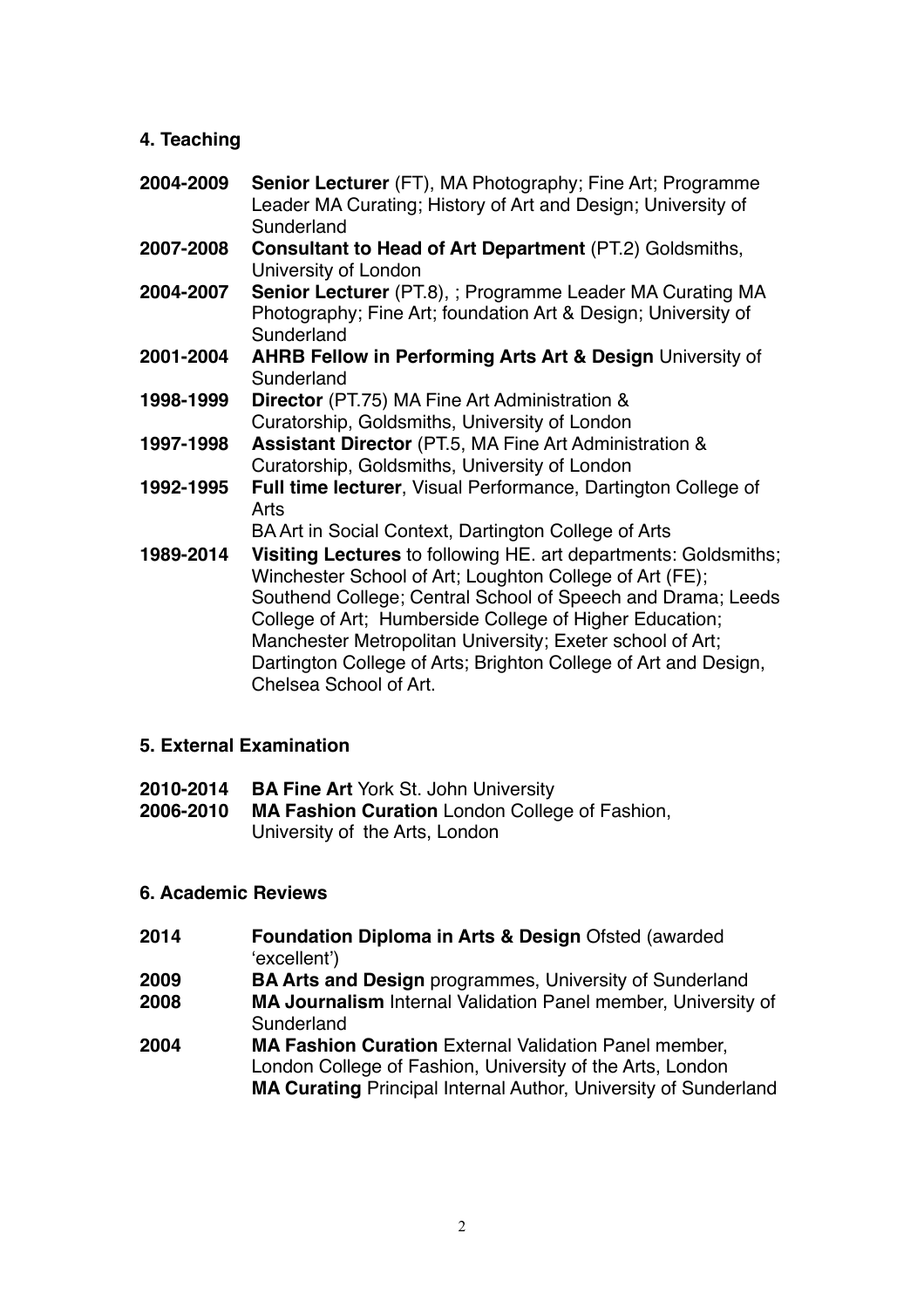## 4. Teaching

**2004-2009** **Senior Lecturer** (FT), MA Photography; Fine Art; Programme Leader MA Curating; History of Art and Design; University of Sunderland

**2007-2008** **Consultant to Head of Art Department** (PT.2) Goldsmiths, University of London

**2004-2007** **Senior Lecturer** (PT.8), ; Programme Leader MA Curating MA Photography; Fine Art; foundation Art & Design; University of Sunderland

**2001-2004** **AHRB Fellow in Performing Arts Art & Design** University of Sunderland

**1998-1999** **Director** (PT.75) MA Fine Art Administration & Curatorship, Goldsmiths, University of London

**1997-1998** **Assistant Director** (PT.5, MA Fine Art Administration & Curatorship, Goldsmiths, University of London

**1992-1995** **Full time lecturer**, Visual Performance, Dartington College of Arts
BA Art in Social Context, Dartington College of Arts

**1989-2014** **Visiting Lectures** to following HE. art departments: Goldsmiths; Winchester School of Art; Loughton College of Art (FE); Southend College; Central School of Speech and Drama; Leeds College of Art; Humberside College of Higher Education; Manchester Metropolitan University; Exeter school of Art; Dartington College of Arts; Brighton College of Art and Design, Chelsea School of Art.

## 5. External Examination

**2010-2014** **BA Fine Art** York St. John University

**2006-2010** **MA Fashion Curation** London College of Fashion, University of the Arts, London

## 6. Academic Reviews

**2014** **Foundation Diploma in Arts & Design** Ofsted (awarded 'excellent')

**2009** **BA Arts and Design** programmes, University of Sunderland

**2008** **MA Journalism** Internal Validation Panel member, University of Sunderland

**2004** **MA Fashion Curation** External Validation Panel member, London College of Fashion, University of the Arts, London
**MA Curating** Principal Internal Author, University of Sunderland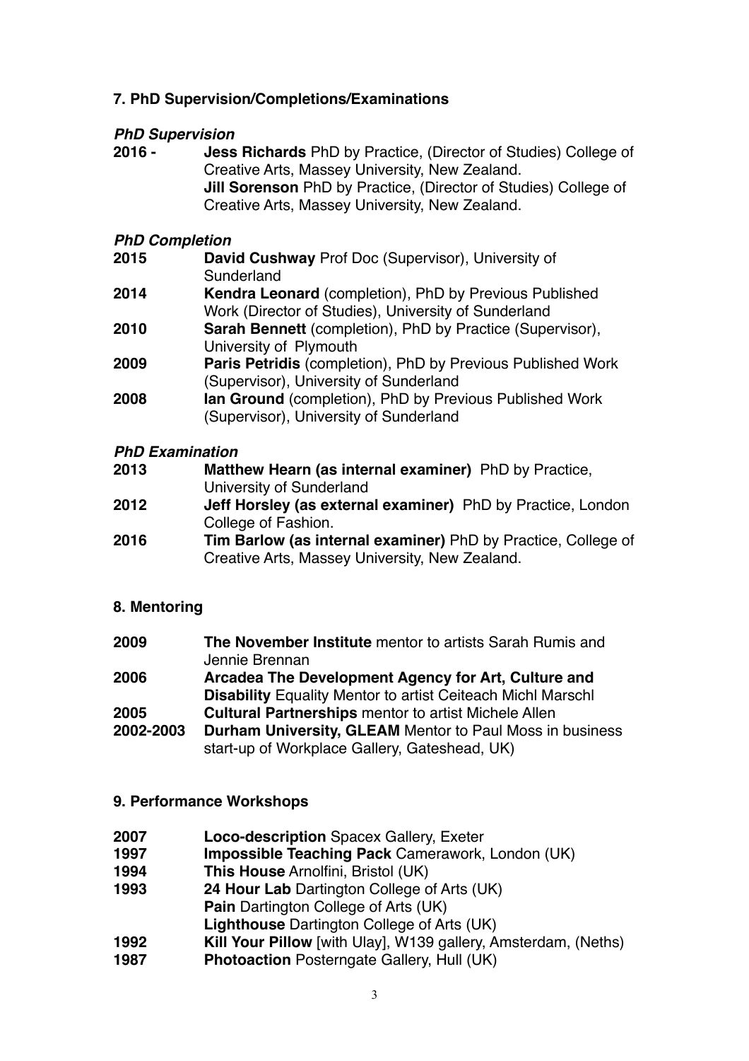## 7. PhD Supervision/Completions/Examinations

### *PhD Supervision*

**2016 -** **Jess Richards** PhD by Practice, (Director of Studies) College of Creative Arts, Massey University, New Zealand.
**Jill Sorenson** PhD by Practice, (Director of Studies) College of Creative Arts, Massey University, New Zealand.

### *PhD Completion*

**2015** **David Cushway** Prof Doc (Supervisor), University of Sunderland

**2014** **Kendra Leonard** (completion), PhD by Previous Published Work (Director of Studies), University of Sunderland

**2010** **Sarah Bennett** (completion), PhD by Practice (Supervisor), University of Plymouth

**2009** **Paris Petridis** (completion), PhD by Previous Published Work (Supervisor), University of Sunderland

**2008** **Ian Ground** (completion), PhD by Previous Published Work (Supervisor), University of Sunderland

### *PhD Examination*

**2013** **Matthew Hearn (as internal examiner)** PhD by Practice, University of Sunderland

**2012** **Jeff Horsley (as external examiner)** PhD by Practice, London College of Fashion.

**2016** **Tim Barlow (as internal examiner)** PhD by Practice, College of Creative Arts, Massey University, New Zealand.

## 8. Mentoring

**2009** **The November Institute** mentor to artists Sarah Rumis and Jennie Brennan

**2006** **Arcadea The Development Agency for Art, Culture and Disability** Equality Mentor to artist Ceiteach Michl Marschl

**2005** **Cultural Partnerships** mentor to artist Michele Allen

**2002-2003** **Durham University, GLEAM** Mentor to Paul Moss in business start-up of Workplace Gallery, Gateshead, UK)

## 9. Performance Workshops

**2007** **Loco-description** Spacex Gallery, Exeter

**1997** **Impossible Teaching Pack** Camerawork, London (UK)

**1994** **This House** Arnolfini, Bristol (UK)

**1993** **24 Hour Lab** Dartington College of Arts (UK)
**Pain** Dartington College of Arts (UK)
**Lighthouse** Dartington College of Arts (UK)

**1992** **Kill Your Pillow** [with Ulay], W139 gallery, Amsterdam, (Neths)

**1987** **Photoaction** Posterngate Gallery, Hull (UK)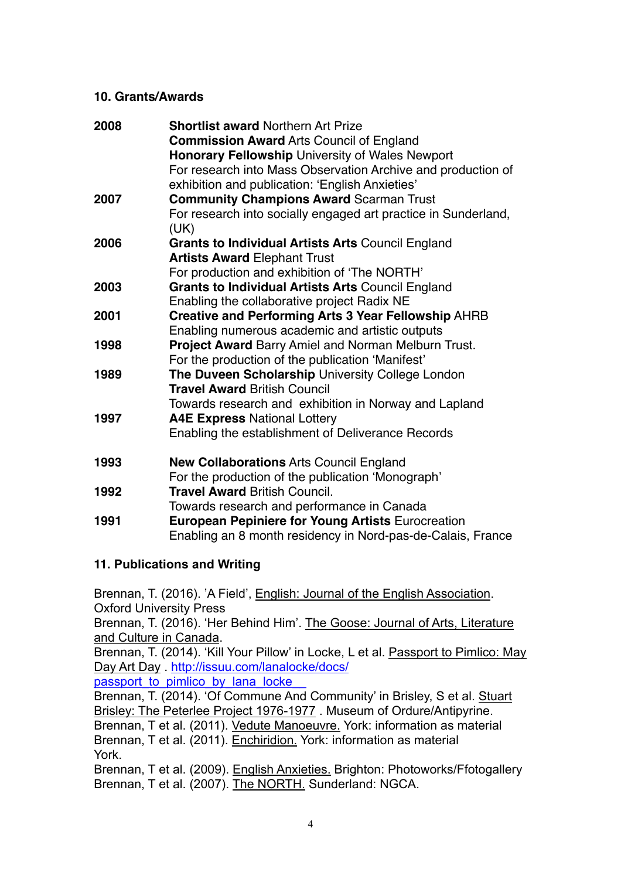## 10. Grants/Awards

| | |
|---|---|
| **2008** | **Shortlist award** Northern Art Prize<br>**Commission Award** Arts Council of England<br>**Honorary Fellowship** University of Wales Newport<br>For research into Mass Observation Archive and production of exhibition and publication: 'English Anxieties' |
| **2007** | **Community Champions Award** Scarman Trust<br>For research into socially engaged art practice in Sunderland, (UK) |
| **2006** | **Grants to Individual Artists Arts** Council England<br>**Artists Award** Elephant Trust<br>For production and exhibition of 'The NORTH' |
| **2003** | **Grants to Individual Artists Arts** Council England<br>Enabling the collaborative project Radix NE |
| **2001** | **Creative and Performing Arts 3 Year Fellowship** AHRB<br>Enabling numerous academic and artistic outputs |
| **1998** | **Project Award** Barry Amiel and Norman Melburn Trust.<br>For the production of the publication 'Manifest' |
| **1989** | **The Duveen Scholarship** University College London<br>**Travel Award** British Council<br>Towards research and exhibition in Norway and Lapland |
| **1997** | **A4E Express** National Lottery<br>Enabling the establishment of Deliverance Records |
| **1993** | **New Collaborations** Arts Council England<br>For the production of the publication 'Monograph' |
| **1992** | **Travel Award** British Council.<br>Towards research and performance in Canada |
| **1991** | **European Pepiniere for Young Artists** Eurocreation<br>Enabling an 8 month residency in Nord-pas-de-Calais, France |

## 11. Publications and Writing

Brennan, T. (2016). 'A Field', English: Journal of the English Association. Oxford University Press

Brennan, T. (2016). 'Her Behind Him'. The Goose: Journal of Arts, Literature and Culture in Canada.

Brennan, T. (2014). 'Kill Your Pillow' in Locke, L et al. Passport to Pimlico: May Day Art Day . http://issuu.com/lanalocke/docs/passport_to_pimlico_by_lana_locke

Brennan, T. (2014). 'Of Commune And Community' in Brisley, S et al. Stuart Brisley: The Peterlee Project 1976-1977 . Museum of Ordure/Antipyrine.

Brennan, T et al. (2011). Vedute Manoeuvre. York: information as material

Brennan, T et al. (2011). Enchiridion. York: information as material York.

Brennan, T et al. (2009). English Anxieties. Brighton: Photoworks/Ffotogallery

Brennan, T et al. (2007). The NORTH. Sunderland: NGCA.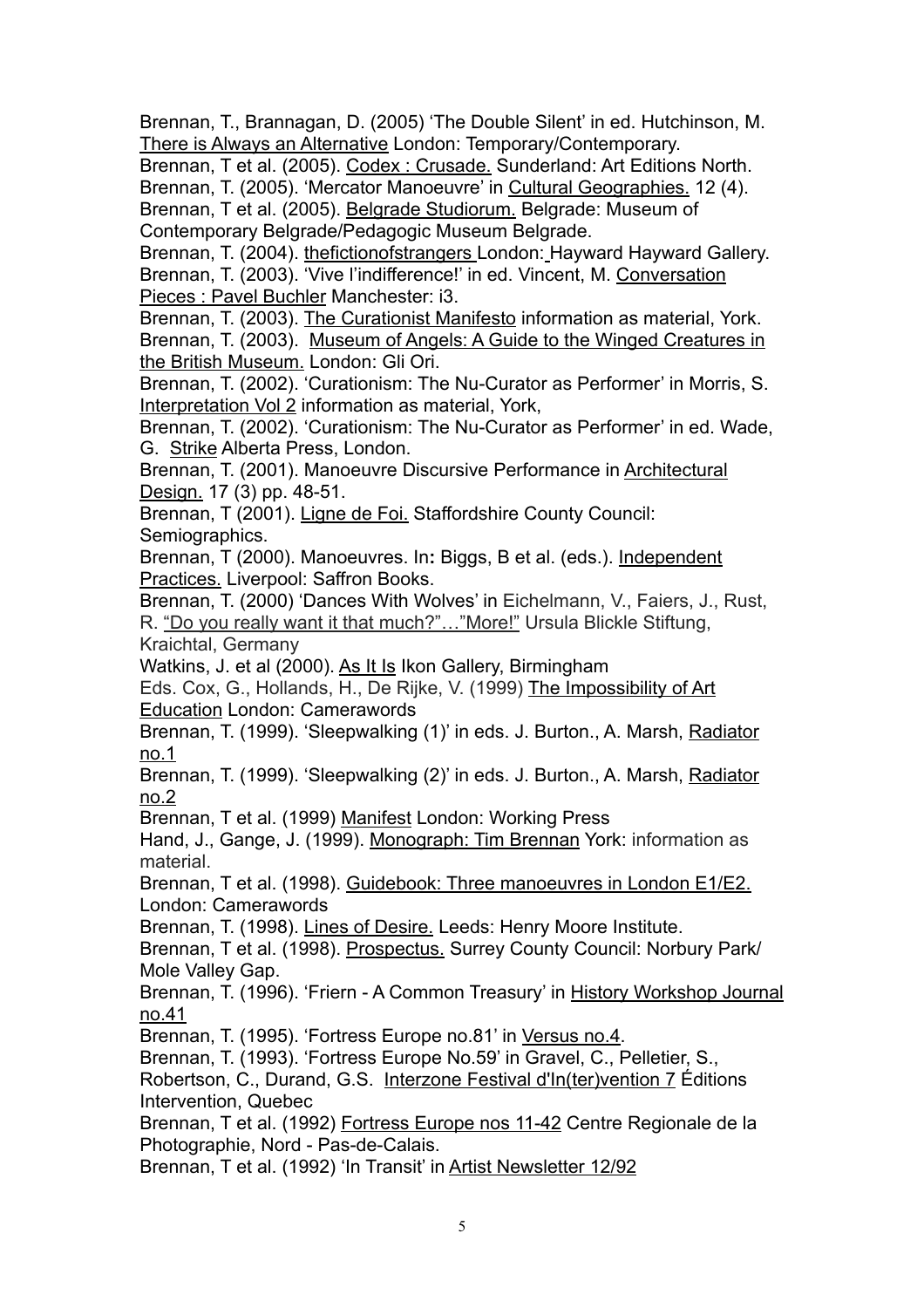Brennan, T., Brannagan, D. (2005) 'The Double Silent' in ed. Hutchinson, M. There is Always an Alternative London: Temporary/Contemporary.

Brennan, T et al. (2005). Codex : Crusade. Sunderland: Art Editions North.

Brennan, T. (2005). 'Mercator Manoeuvre' in Cultural Geographies. 12 (4).

Brennan, T et al. (2005). Belgrade Studiorum. Belgrade: Museum of Contemporary Belgrade/Pedagogic Museum Belgrade.

Brennan, T. (2004). thefictionofstrangers London: Hayward Hayward Gallery.

Brennan, T. (2003). 'Vive l'indifference!' in ed. Vincent, M. Conversation Pieces : Pavel Buchler Manchester: i3.

Brennan, T. (2003). The Curationist Manifesto information as material, York.

Brennan, T. (2003). Museum of Angels: A Guide to the Winged Creatures in the British Museum. London: Gli Ori.

Brennan, T. (2002). 'Curationism: The Nu-Curator as Performer' in Morris, S. Interpretation Vol 2 information as material, York,

Brennan, T. (2002). 'Curationism: The Nu-Curator as Performer' in ed. Wade, G. Strike Alberta Press, London.

Brennan, T. (2001). Manoeuvre Discursive Performance in Architectural Design. 17 (3) pp. 48-51.

Brennan, T (2001). Ligne de Foi. Staffordshire County Council: Semiographics.

Brennan, T (2000). Manoeuvres. In**:** Biggs, B et al. (eds.). Independent Practices. Liverpool: Saffron Books.

Brennan, T. (2000) 'Dances With Wolves' in Eichelmann, V., Faiers, J., Rust, R. "Do you really want it that much?"…"More!" Ursula Blickle Stiftung, Kraichtal, Germany

Watkins, J. et al (2000). As It Is Ikon Gallery, Birmingham

Eds. Cox, G., Hollands, H., De Rijke, V. (1999) The Impossibility of Art Education London: Camerawords

Brennan, T. (1999). 'Sleepwalking (1)' in eds. J. Burton., A. Marsh, Radiator no.1

Brennan, T. (1999). 'Sleepwalking (2)' in eds. J. Burton., A. Marsh, Radiator no.2

Brennan, T et al. (1999) Manifest London: Working Press

Hand, J., Gange, J. (1999). Monograph: Tim Brennan York: information as material.

Brennan, T et al. (1998). Guidebook: Three manoeuvres in London E1/E2. London: Camerawords

Brennan, T. (1998). Lines of Desire. Leeds: Henry Moore Institute.

Brennan, T et al. (1998). Prospectus. Surrey County Council: Norbury Park/ Mole Valley Gap.

Brennan, T. (1996). 'Friern - A Common Treasury' in History Workshop Journal no.41

Brennan, T. (1995). 'Fortress Europe no.81' in Versus no.4.

Brennan, T. (1993). 'Fortress Europe No.59' in Gravel, C., Pelletier, S., Robertson, C., Durand, G.S. Interzone Festival d'In(ter)vention 7 Éditions Intervention, Quebec

Brennan, T et al. (1992) Fortress Europe nos 11-42 Centre Regionale de la Photographie, Nord - Pas-de-Calais.

Brennan, T et al. (1992) 'In Transit' in Artist Newsletter 12/92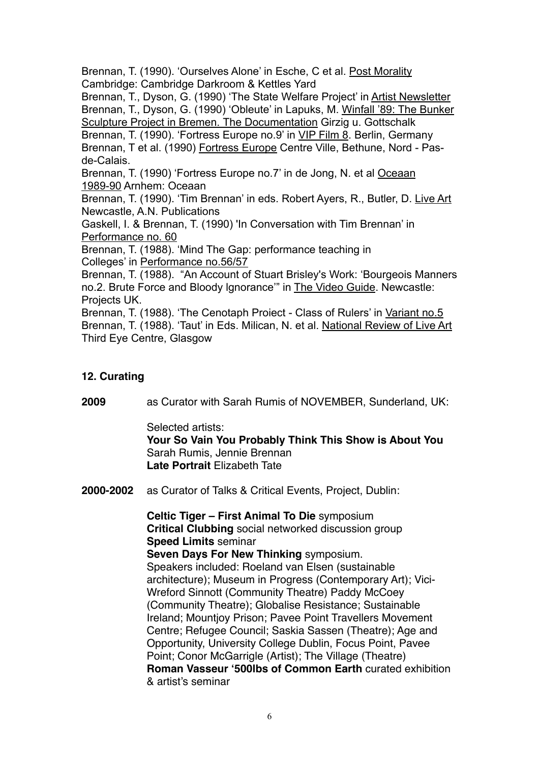Brennan, T. (1990). 'Ourselves Alone' in Esche, C et al. <u>Post Morality</u> Cambridge: Cambridge Darkroom & Kettles Yard

Brennan, T., Dyson, G. (1990) 'The State Welfare Project' in <u>Artist Newsletter</u>

Brennan, T., Dyson, G. (1990) 'Obleute' in Lapuks, M. <u>Winfall '89: The Bunker Sculpture Project in Bremen. The Documentation</u> Girzig u. Gottschalk

Brennan, T. (1990). 'Fortress Europe no.9' in <u>VIP Film 8</u>. Berlin, Germany

Brennan, T et al. (1990) <u>Fortress Europe</u> Centre Ville, Bethune, Nord - Pas-de-Calais.

Brennan, T. (1990) 'Fortress Europe no.7' in de Jong, N. et al <u>Oceaan 1989-90</u> Arnhem: Oceaan

Brennan, T. (1990). 'Tim Brennan' in eds. Robert Ayers, R., Butler, D. <u>Live Art</u> Newcastle, A.N. Publications

Gaskell, I. & Brennan, T. (1990) 'In Conversation with Tim Brennan' in <u>Performance no. 60</u>

Brennan, T. (1988). 'Mind The Gap: performance teaching in Colleges' in <u>Performance no.56/57</u>

Brennan, T. (1988). "An Account of Stuart Brisley's Work: 'Bourgeois Manners no.2. Brute Force and Bloody Ignorance'" in <u>The Video Guide</u>. Newcastle: Projects UK.

Brennan, T. (1988). 'The Cenotaph Proiect - Class of Rulers' in <u>Variant no.5</u>

Brennan, T. (1988). 'Taut' in Eds. Milican, N. et al. <u>National Review of Live Art</u> Third Eye Centre, Glasgow

**12. Curating**

**2009** as Curator with Sarah Rumis of NOVEMBER, Sunderland, UK:

Selected artists:
**Your So Vain You Probably Think This Show is About You** Sarah Rumis, Jennie Brennan
**Late Portrait** Elizabeth Tate

**2000-2002** as Curator of Talks & Critical Events, Project, Dublin:

**Celtic Tiger – First Animal To Die** symposium
**Critical Clubbing** social networked discussion group
**Speed Limits** seminar
**Seven Days For New Thinking** symposium.
Speakers included: Roeland van Elsen (sustainable architecture); Museum in Progress (Contemporary Art); Vici-Wreford Sinnott (Community Theatre) Paddy McCoey (Community Theatre); Globalise Resistance; Sustainable Ireland; Mountjoy Prison; Pavee Point Travellers Movement Centre; Refugee Council; Saskia Sassen (Theatre); Age and Opportunity, University College Dublin, Focus Point, Pavee Point; Conor McGarrigle (Artist); The Village (Theatre)
**Roman Vasseur '500lbs of Common Earth** curated exhibition & artist's seminar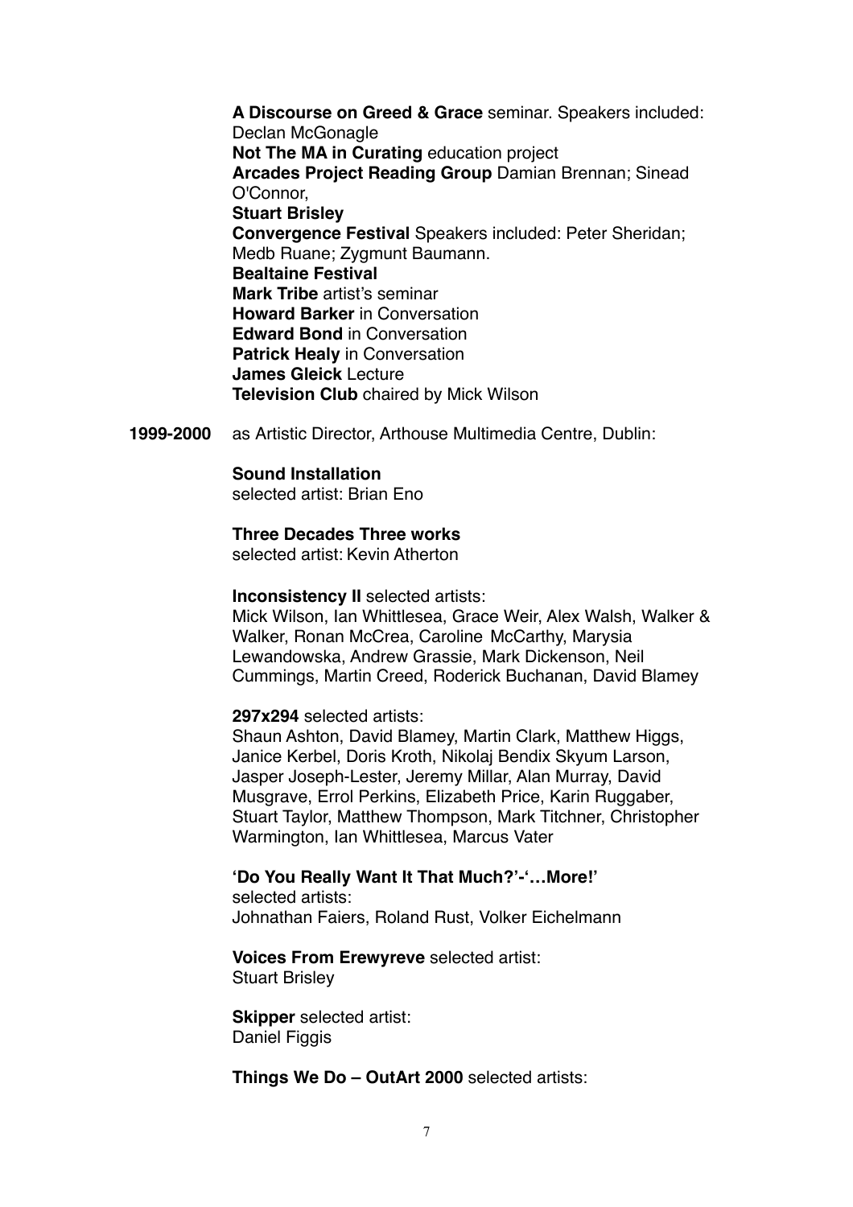**A Discourse on Greed & Grace** seminar. Speakers included: Declan McGonagle
**Not The MA in Curating** education project
**Arcades Project Reading Group** Damian Brennan; Sinead O'Connor,
**Stuart Brisley**
**Convergence Festival** Speakers included: Peter Sheridan; Medb Ruane; Zygmunt Baumann.
**Bealtaine Festival**
**Mark Tribe** artist's seminar
**Howard Barker** in Conversation
**Edward Bond** in Conversation
**Patrick Healy** in Conversation
**James Gleick** Lecture
**Television Club** chaired by Mick Wilson

**1999-2000** as Artistic Director, Arthouse Multimedia Centre, Dublin:

**Sound Installation**
selected artist: Brian Eno

**Three Decades Three works**
selected artist: Kevin Atherton

**Inconsistency II** selected artists:
Mick Wilson, Ian Whittlesea, Grace Weir, Alex Walsh, Walker & Walker, Ronan McCrea, Caroline McCarthy, Marysia Lewandowska, Andrew Grassie, Mark Dickenson, Neil Cummings, Martin Creed, Roderick Buchanan, David Blamey

**297x294** selected artists:
Shaun Ashton, David Blamey, Martin Clark, Matthew Higgs, Janice Kerbel, Doris Kroth, Nikolaj Bendix Skyum Larson, Jasper Joseph-Lester, Jeremy Millar, Alan Murray, David Musgrave, Errol Perkins, Elizabeth Price, Karin Ruggaber, Stuart Taylor, Matthew Thompson, Mark Titchner, Christopher Warmington, Ian Whittlesea, Marcus Vater

**'Do You Really Want It That Much?'-'…More!'**
selected artists:
Johnathan Faiers, Roland Rust, Volker Eichelmann

**Voices From Erewyreve** selected artist:
Stuart Brisley

**Skipper** selected artist:
Daniel Figgis

**Things We Do – OutArt 2000** selected artists: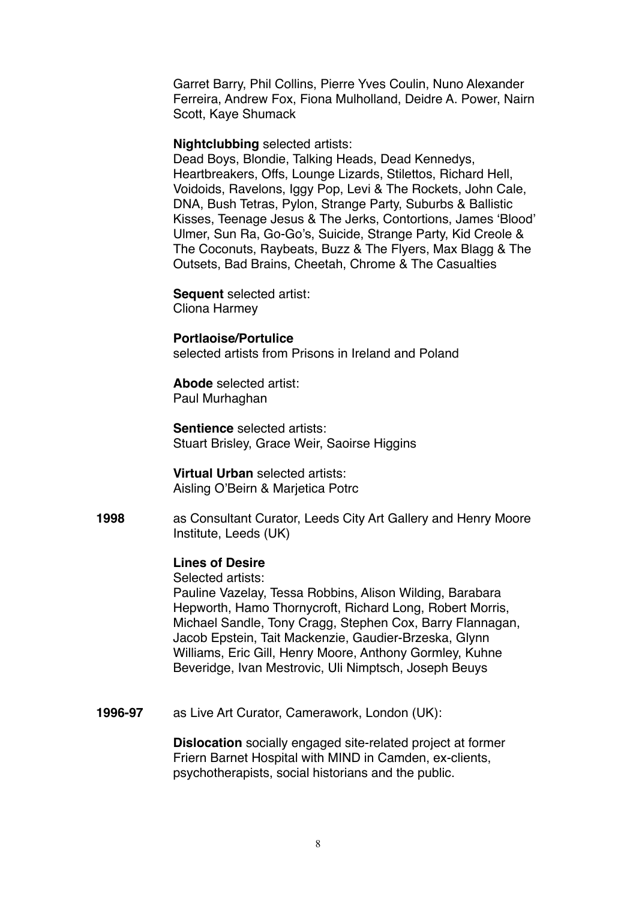Garret Barry, Phil Collins, Pierre Yves Coulin, Nuno Alexander Ferreira, Andrew Fox, Fiona Mulholland, Deidre A. Power, Nairn Scott, Kaye Shumack

**Nightclubbing** selected artists:
Dead Boys, Blondie, Talking Heads, Dead Kennedys, Heartbreakers, Offs, Lounge Lizards, Stilettos, Richard Hell, Voidoids, Ravelons, Iggy Pop, Levi & The Rockets, John Cale, DNA, Bush Tetras, Pylon, Strange Party, Suburbs & Ballistic Kisses, Teenage Jesus & The Jerks, Contortions, James 'Blood' Ulmer, Sun Ra, Go-Go's, Suicide, Strange Party, Kid Creole & The Coconuts, Raybeats, Buzz & The Flyers, Max Blagg & The Outsets, Bad Brains, Cheetah, Chrome & The Casualties

**Sequent** selected artist:
Cliona Harmey

**Portlaoise/Portulice**
selected artists from Prisons in Ireland and Poland

**Abode** selected artist:
Paul Murhaghan

**Sentience** selected artists:
Stuart Brisley, Grace Weir, Saoirse Higgins

**Virtual Urban** selected artists:
Aisling O'Beirn & Marjetica Potrc

**1998** as Consultant Curator, Leeds City Art Gallery and Henry Moore Institute, Leeds (UK)

**Lines of Desire**
Selected artists:
Pauline Vazelay, Tessa Robbins, Alison Wilding, Barabara Hepworth, Hamo Thornycroft, Richard Long, Robert Morris, Michael Sandle, Tony Cragg, Stephen Cox, Barry Flannagan, Jacob Epstein, Tait Mackenzie, Gaudier-Brzeska, Glynn Williams, Eric Gill, Henry Moore, Anthony Gormley, Kuhne Beveridge, Ivan Mestrovic, Uli Nimptsch, Joseph Beuys

**1996-97** as Live Art Curator, Camerawork, London (UK):

**Dislocation** socially engaged site-related project at former Friern Barnet Hospital with MIND in Camden, ex-clients, psychotherapists, social historians and the public.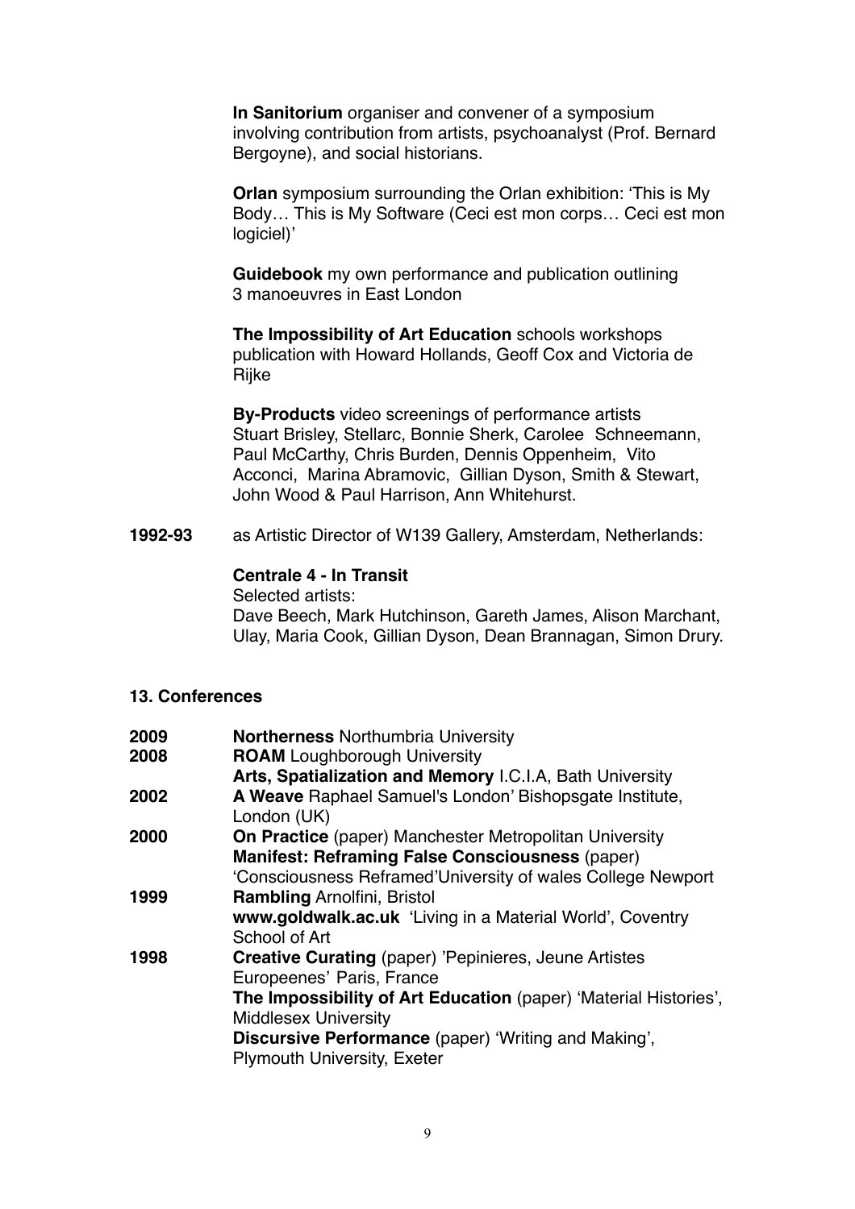**In Sanitorium** organiser and convener of a symposium involving contribution from artists, psychoanalyst (Prof. Bernard Bergoyne), and social historians.

**Orlan** symposium surrounding the Orlan exhibition: 'This is My Body… This is My Software (Ceci est mon corps… Ceci est mon logiciel)'

**Guidebook** my own performance and publication outlining 3 manoeuvres in East London

**The Impossibility of Art Education** schools workshops publication with Howard Hollands, Geoff Cox and Victoria de Rijke

**By-Products** video screenings of performance artists Stuart Brisley, Stellarc, Bonnie Sherk, Carolee Schneemann, Paul McCarthy, Chris Burden, Dennis Oppenheim, Vito Acconci, Marina Abramovic, Gillian Dyson, Smith & Stewart, John Wood & Paul Harrison, Ann Whitehurst.

**1992-93** as Artistic Director of W139 Gallery, Amsterdam, Netherlands:

**Centrale 4 - In Transit**
Selected artists:
Dave Beech, Mark Hutchinson, Gareth James, Alison Marchant, Ulay, Maria Cook, Gillian Dyson, Dean Brannagan, Simon Drury.

**13. Conferences**

**2009** **Northerness** Northumbria University

**2008** **ROAM** Loughborough University
**Arts, Spatialization and Memory** I.C.I.A, Bath University

**2002** **A Weave** Raphael Samuel's London' Bishopsgate Institute, London (UK)

**2000** **On Practice** (paper) Manchester Metropolitan University
**Manifest: Reframing False Consciousness** (paper) 'Consciousness Reframed'University of wales College Newport

**1999** **Rambling** Arnolfini, Bristol
**www.goldwalk.ac.uk** 'Living in a Material World', Coventry School of Art

**1998** **Creative Curating** (paper) 'Pepinieres, Jeune Artistes Europeenes' Paris, France
**The Impossibility of Art Education** (paper) 'Material Histories', Middlesex University
**Discursive Performance** (paper) 'Writing and Making', Plymouth University, Exeter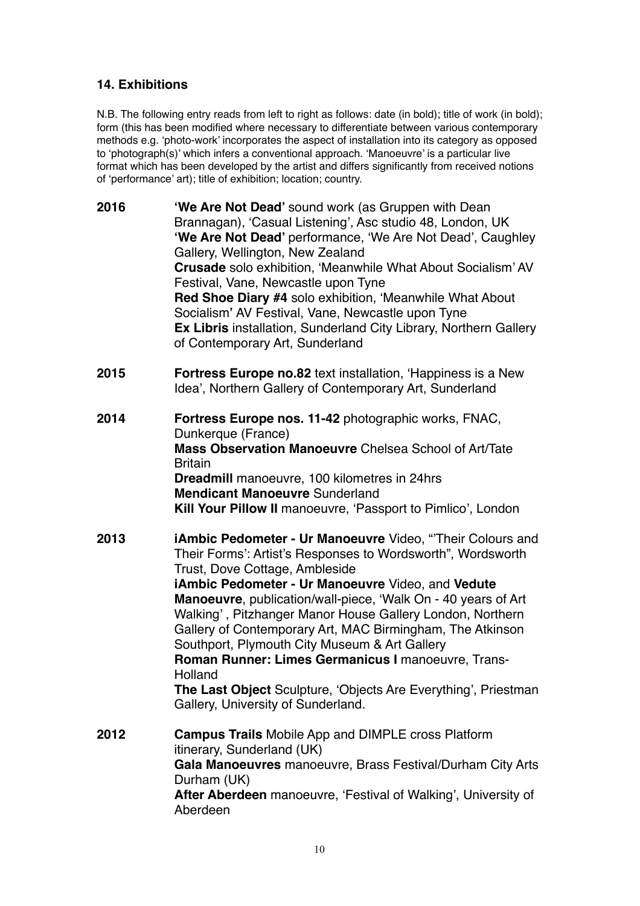## 14. Exhibitions

N.B. The following entry reads from left to right as follows: date (in bold); title of work (in bold); form (this has been modified where necessary to differentiate between various contemporary methods e.g. 'photo-work' incorporates the aspect of installation into its category as opposed to 'photograph(s)' which infers a conventional approach. 'Manoeuvre' is a particular live format which has been developed by the artist and differs significantly from received notions of 'performance' art); title of exhibition; location; country.

**2016**

**'We Are Not Dead'** sound work (as Gruppen with Dean Brannagan), 'Casual Listening', Asc studio 48, London, UK
**'We Are Not Dead'** performance, 'We Are Not Dead', Caughley Gallery, Wellington, New Zealand
**Crusade** solo exhibition, 'Meanwhile What About Socialism' AV Festival, Vane, Newcastle upon Tyne
**Red Shoe Diary #4** solo exhibition, 'Meanwhile What About Socialism' AV Festival, Vane, Newcastle upon Tyne
**Ex Libris** installation, Sunderland City Library, Northern Gallery of Contemporary Art, Sunderland

**2015**

**Fortress Europe no.82** text installation, 'Happiness is a New Idea', Northern Gallery of Contemporary Art, Sunderland

**2014**

**Fortress Europe nos. 11-42** photographic works, FNAC, Dunkerque (France)
**Mass Observation Manoeuvre** Chelsea School of Art/Tate Britain
**Dreadmill** manoeuvre, 100 kilometres in 24hrs
**Mendicant Manoeuvre** Sunderland
**Kill Your Pillow II** manoeuvre, 'Passport to Pimlico', London

**2013**

**iAmbic Pedometer - Ur Manoeuvre** Video, "'Their Colours and Their Forms': Artist's Responses to Wordsworth", Wordsworth Trust, Dove Cottage, Ambleside
**iAmbic Pedometer - Ur Manoeuvre** Video, and **Vedute Manoeuvre**, publication/wall-piece, 'Walk On - 40 years of Art Walking' , Pitzhanger Manor House Gallery London, Northern Gallery of Contemporary Art, MAC Birmingham, The Atkinson Southport, Plymouth City Museum & Art Gallery
**Roman Runner: Limes Germanicus I** manoeuvre, Trans-Holland
**The Last Object** Sculpture, 'Objects Are Everything', Priestman Gallery, University of Sunderland.

**2012**

**Campus Trails** Mobile App and DIMPLE cross Platform itinerary, Sunderland (UK)
**Gala Manoeuvres** manoeuvre, Brass Festival/Durham City Arts Durham (UK)
**After Aberdeen** manoeuvre, 'Festival of Walking', University of Aberdeen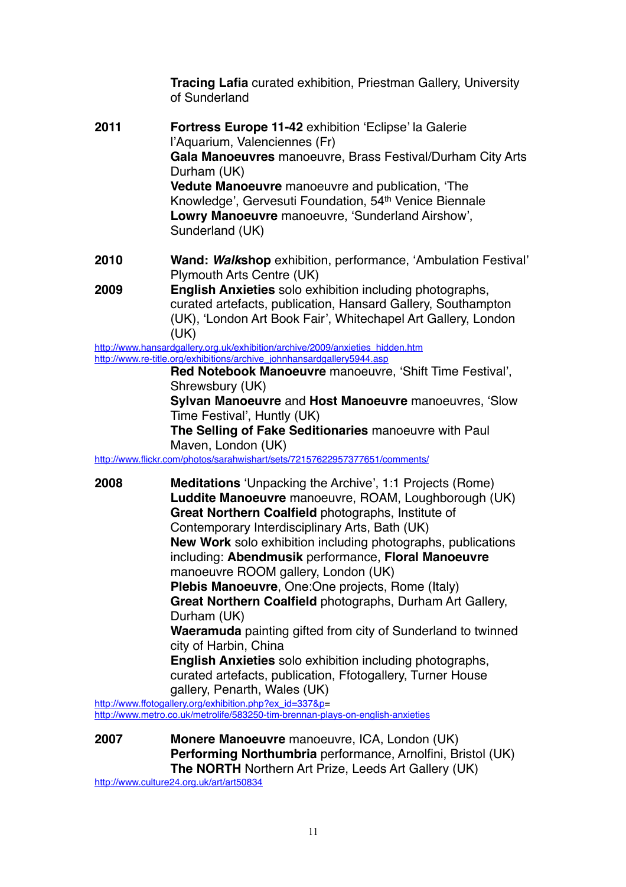**Tracing Lafia** curated exhibition, Priestman Gallery, University of Sunderland

**2011**

**Fortress Europe 11-42** exhibition 'Eclipse' la Galerie l'Aquarium, Valenciennes (Fr)
**Gala Manoeuvres** manoeuvre, Brass Festival/Durham City Arts Durham (UK)
**Vedute Manoeuvre** manoeuvre and publication, 'The Knowledge', Gervesuti Foundation, 54th Venice Biennale
**Lowry Manoeuvre** manoeuvre, 'Sunderland Airshow', Sunderland (UK)

**2010**

**Wand: *Walk*shop** exhibition, performance, 'Ambulation Festival' Plymouth Arts Centre (UK)

**2009**

**English Anxieties** solo exhibition including photographs, curated artefacts, publication, Hansard Gallery, Southampton (UK), 'London Art Book Fair', Whitechapel Art Gallery, London (UK)
http://www.hansardgallery.org.uk/exhibition/archive/2009/anxieties_hidden.htm
http://www.re-title.org/exhibitions/archive_johnhansardgallery5944.asp
**Red Notebook Manoeuvre** manoeuvre, 'Shift Time Festival', Shrewsbury (UK)
**Sylvan Manoeuvre** and **Host Manoeuvre** manoeuvres, 'Slow Time Festival', Huntly (UK)
**The Selling of Fake Seditionaries** manoeuvre with Paul Maven, London (UK)
http://www.flickr.com/photos/sarahwishart/sets/72157622957377651/comments/

**2008**

**Meditations** 'Unpacking the Archive', 1:1 Projects (Rome)
**Luddite Manoeuvre** manoeuvre, ROAM, Loughborough (UK)
**Great Northern Coalfield** photographs, Institute of Contemporary Interdisciplinary Arts, Bath (UK)
**New Work** solo exhibition including photographs, publications including: **Abendmusik** performance, **Floral Manoeuvre** manoeuvre ROOM gallery, London (UK)
**Plebis Manoeuvre**, One:One projects, Rome (Italy)
**Great Northern Coalfield** photographs, Durham Art Gallery, Durham (UK)
**Waeramuda** painting gifted from city of Sunderland to twinned city of Harbin, China
**English Anxieties** solo exhibition including photographs, curated artefacts, publication, Ffotogallery, Turner House gallery, Penarth, Wales (UK)
http://www.ffotogallery.org/exhibition.php?ex_id=337&p=
http://www.metro.co.uk/metrolife/583250-tim-brennan-plays-on-english-anxieties

**2007**

**Monere Manoeuvre** manoeuvre, ICA, London (UK)
**Performing Northumbria** performance, Arnolfini, Bristol (UK)
**The NORTH** Northern Art Prize, Leeds Art Gallery (UK)
http://www.culture24.org.uk/art/art50834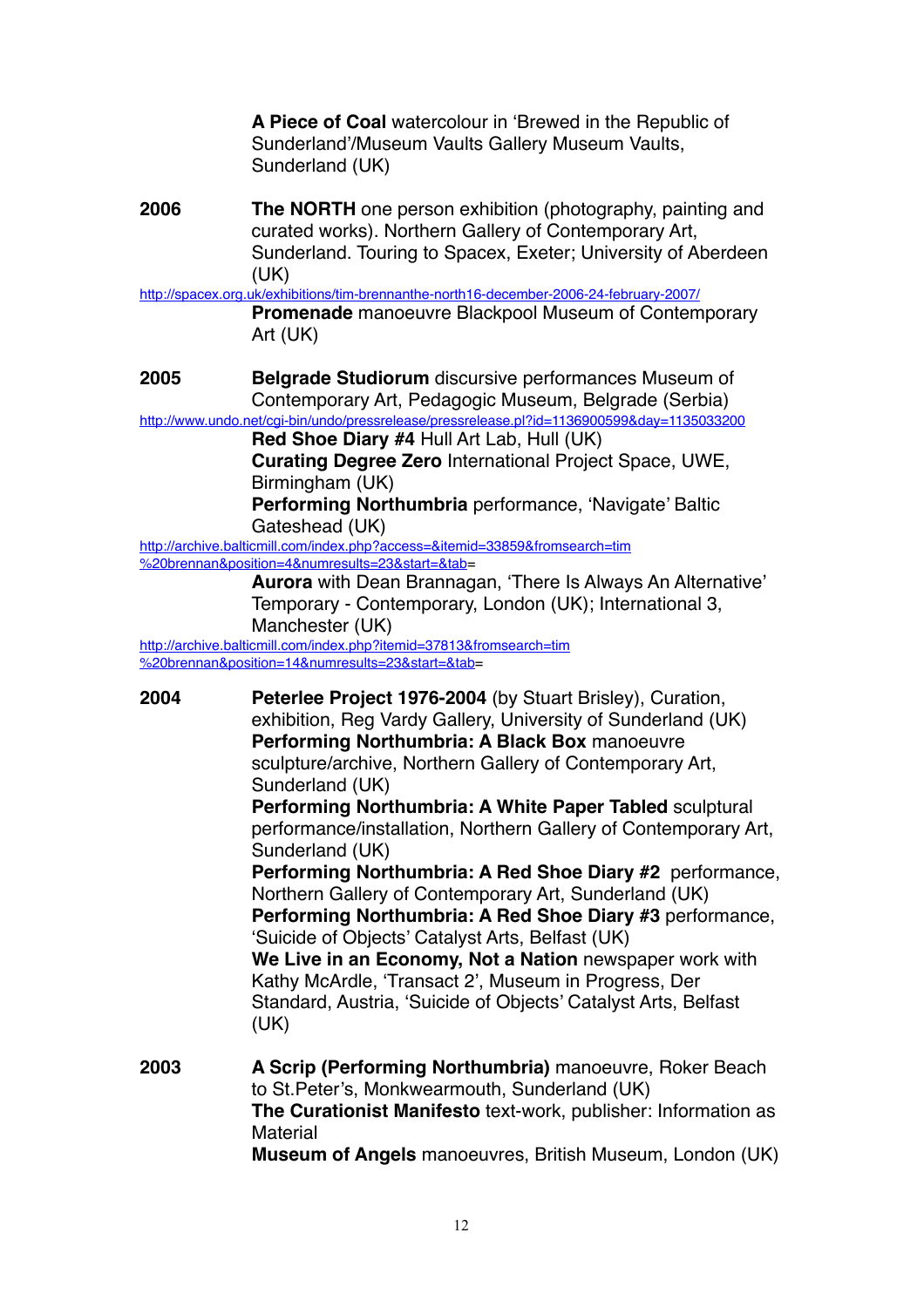**A Piece of Coal** watercolour in 'Brewed in the Republic of Sunderland'/Museum Vaults Gallery Museum Vaults, Sunderland (UK)

**2006** **The NORTH** one person exhibition (photography, painting and curated works). Northern Gallery of Contemporary Art, Sunderland. Touring to Spacex, Exeter; University of Aberdeen (UK)
http://spacex.org.uk/exhibitions/tim-brennanthe-north16-december-2006-24-february-2007/
**Promenade** manoeuvre Blackpool Museum of Contemporary Art (UK)

**2005** **Belgrade Studiorum** discursive performances Museum of Contemporary Art, Pedagogic Museum, Belgrade (Serbia)
http://www.undo.net/cgi-bin/undo/pressrelease/pressrelease.pl?id=1136900599&day=1135033200
**Red Shoe Diary #4** Hull Art Lab, Hull (UK)
**Curating Degree Zero** International Project Space, UWE, Birmingham (UK)
**Performing Northumbria** performance, 'Navigate' Baltic Gateshead (UK)
http://archive.balticmill.com/index.php?access=&itemid=33859&fromsearch=tim%20brennan&position=4&numresults=23&start=&tab=
**Aurora** with Dean Brannagan, 'There Is Always An Alternative' Temporary - Contemporary, London (UK); International 3, Manchester (UK)
http://archive.balticmill.com/index.php?itemid=37813&fromsearch=tim%20brennan&position=14&numresults=23&start=&tab=

**2004** **Peterlee Project 1976-2004** (by Stuart Brisley), Curation, exhibition, Reg Vardy Gallery, University of Sunderland (UK)
**Performing Northumbria: A Black Box** manoeuvre sculpture/archive, Northern Gallery of Contemporary Art, Sunderland (UK)
**Performing Northumbria: A White Paper Tabled** sculptural performance/installation, Northern Gallery of Contemporary Art, Sunderland (UK)
**Performing Northumbria: A Red Shoe Diary #2** performance, Northern Gallery of Contemporary Art, Sunderland (UK)
**Performing Northumbria: A Red Shoe Diary #3** performance, 'Suicide of Objects' Catalyst Arts, Belfast (UK)
**We Live in an Economy, Not a Nation** newspaper work with Kathy McArdle, 'Transact 2', Museum in Progress, Der Standard, Austria, 'Suicide of Objects' Catalyst Arts, Belfast (UK)

**2003** **A Scrip (Performing Northumbria)** manoeuvre, Roker Beach to St.Peter's, Monkwearmouth, Sunderland (UK)
**The Curationist Manifesto** text-work, publisher: Information as Material
**Museum of Angels** manoeuvres, British Museum, London (UK)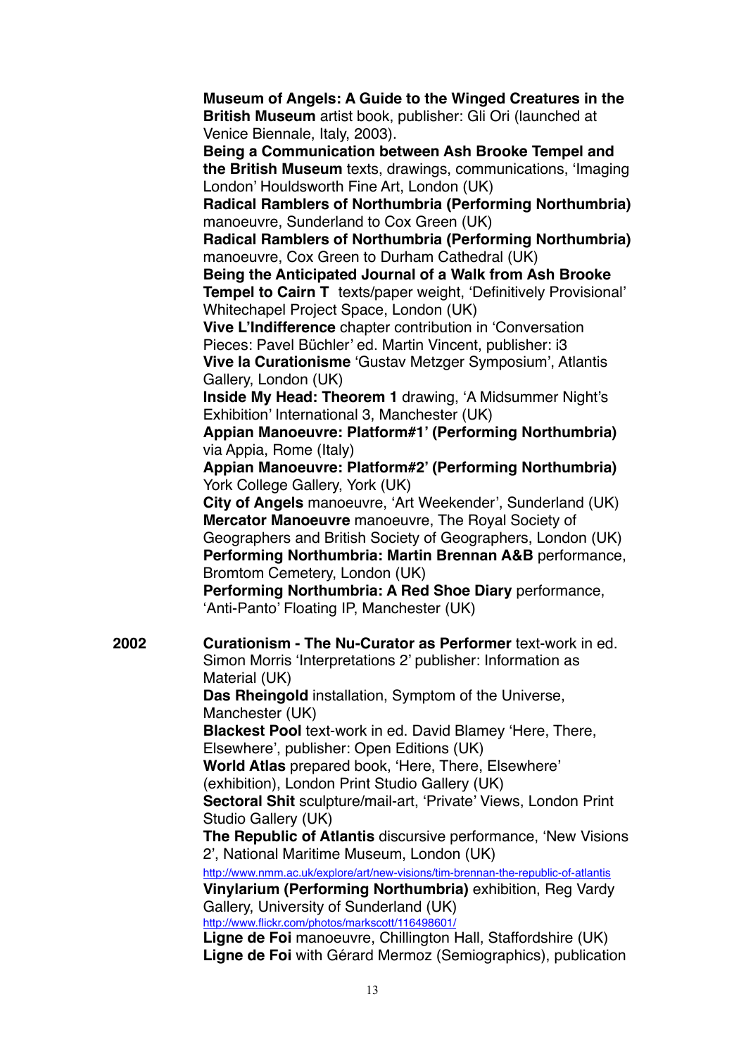**Museum of Angels: A Guide to the Winged Creatures in the British Museum** artist book, publisher: Gli Ori (launched at Venice Biennale, Italy, 2003).

**Being a Communication between Ash Brooke Tempel and the British Museum** texts, drawings, communications, 'Imaging London' Houldsworth Fine Art, London (UK)

**Radical Ramblers of Northumbria (Performing Northumbria)** manoeuvre, Sunderland to Cox Green (UK)

**Radical Ramblers of Northumbria (Performing Northumbria)** manoeuvre, Cox Green to Durham Cathedral (UK)

**Being the Anticipated Journal of a Walk from Ash Brooke Tempel to Cairn T** texts/paper weight, 'Definitively Provisional' Whitechapel Project Space, London (UK)

**Vive L'Indifference** chapter contribution in 'Conversation Pieces: Pavel Büchler' ed. Martin Vincent, publisher: i3

**Vive la Curationisme** 'Gustav Metzger Symposium', Atlantis Gallery, London (UK)

**Inside My Head: Theorem 1** drawing, 'A Midsummer Night's Exhibition' International 3, Manchester (UK)

**Appian Manoeuvre: Platform#1' (Performing Northumbria)** via Appia, Rome (Italy)

**Appian Manoeuvre: Platform#2' (Performing Northumbria)** York College Gallery, York (UK)

**City of Angels** manoeuvre, 'Art Weekender', Sunderland (UK)

**Mercator Manoeuvre** manoeuvre, The Royal Society of Geographers and British Society of Geographers, London (UK)

**Performing Northumbria: Martin Brennan A&B** performance, Bromtom Cemetery, London (UK)

**Performing Northumbria: A Red Shoe Diary** performance, 'Anti-Panto' Floating IP, Manchester (UK)

**2002**

**Curationism - The Nu-Curator as Performer** text-work in ed. Simon Morris 'Interpretations 2' publisher: Information as Material (UK)

**Das Rheingold** installation, Symptom of the Universe, Manchester (UK)

**Blackest Pool** text-work in ed. David Blamey 'Here, There, Elsewhere', publisher: Open Editions (UK)

**World Atlas** prepared book, 'Here, There, Elsewhere' (exhibition), London Print Studio Gallery (UK)

**Sectoral Shit** sculpture/mail-art, 'Private' Views, London Print Studio Gallery (UK)

**The Republic of Atlantis** discursive performance, 'New Visions 2', National Maritime Museum, London (UK)
http://www.nmm.ac.uk/explore/art/new-visions/tim-brennan-the-republic-of-atlantis

**Vinylarium (Performing Northumbria)** exhibition, Reg Vardy Gallery, University of Sunderland (UK)
http://www.flickr.com/photos/markscott/116498601/

**Ligne de Foi** manoeuvre, Chillington Hall, Staffordshire (UK)

**Ligne de Foi** with Gérard Mermoz (Semiographics), publication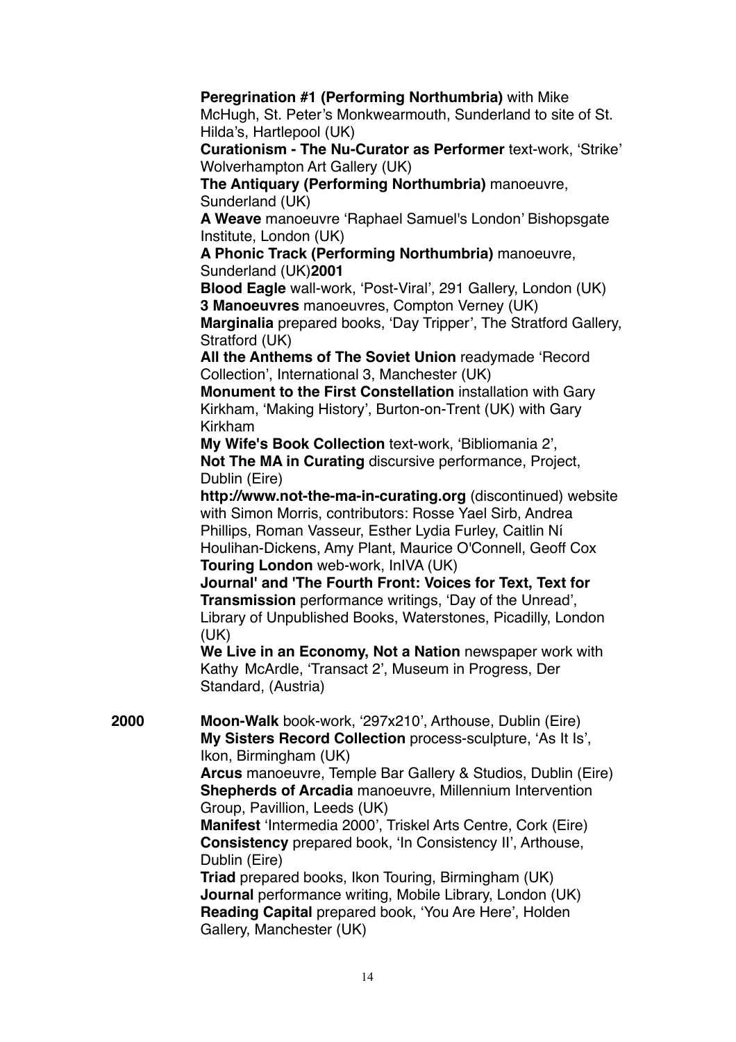**Peregrination #1 (Performing Northumbria)** with Mike McHugh, St. Peter's Monkwearmouth, Sunderland to site of St. Hilda's, Hartlepool (UK)

**Curationism - The Nu-Curator as Performer** text-work, 'Strike' Wolverhampton Art Gallery (UK)

**The Antiquary (Performing Northumbria)** manoeuvre, Sunderland (UK)

**A Weave** manoeuvre 'Raphael Samuel's London' Bishopsgate Institute, London (UK)

**A Phonic Track (Performing Northumbria)** manoeuvre, Sunderland (UK)**2001**

**Blood Eagle** wall-work, 'Post-Viral', 291 Gallery, London (UK)

**3 Manoeuvres** manoeuvres, Compton Verney (UK)

**Marginalia** prepared books, 'Day Tripper', The Stratford Gallery, Stratford (UK)

**All the Anthems of The Soviet Union** readymade 'Record Collection', International 3, Manchester (UK)

**Monument to the First Constellation** installation with Gary Kirkham, 'Making History', Burton-on-Trent (UK) with Gary Kirkham

**My Wife's Book Collection** text-work, 'Bibliomania 2',

**Not The MA in Curating** discursive performance, Project, Dublin (Eire)

**http://www.not-the-ma-in-curating.org** (discontinued) website with Simon Morris, contributors: Rosse Yael Sirb, Andrea Phillips, Roman Vasseur, Esther Lydia Furley, Caitlin Ní Houlihan-Dickens, Amy Plant, Maurice O'Connell, Geoff Cox

**Touring London** web-work, InIVA (UK)

**Journal' and 'The Fourth Front: Voices for Text, Text for Transmission** performance writings, 'Day of the Unread', Library of Unpublished Books, Waterstones, Picadilly, London (UK)

**We Live in an Economy, Not a Nation** newspaper work with Kathy McArdle, 'Transact 2', Museum in Progress, Der Standard, (Austria)

**2000**

**Moon-Walk** book-work, '297x210', Arthouse, Dublin (Eire)

**My Sisters Record Collection** process-sculpture, 'As It Is', Ikon, Birmingham (UK)

**Arcus** manoeuvre, Temple Bar Gallery & Studios, Dublin (Eire)

**Shepherds of Arcadia** manoeuvre, Millennium Intervention Group, Pavillion, Leeds (UK)

**Manifest** 'Intermedia 2000', Triskel Arts Centre, Cork (Eire)

**Consistency** prepared book, 'In Consistency II', Arthouse, Dublin (Eire)

**Triad** prepared books, Ikon Touring, Birmingham (UK)

**Journal** performance writing, Mobile Library, London (UK)

**Reading Capital** prepared book, 'You Are Here', Holden Gallery, Manchester (UK)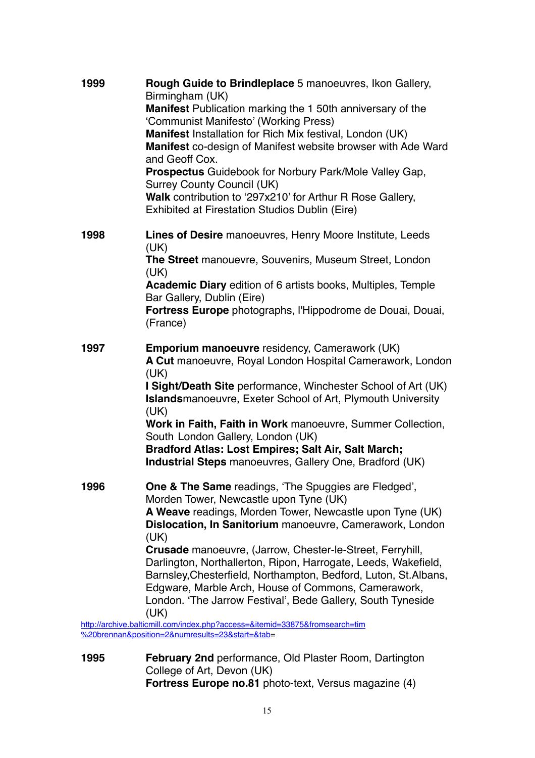**1999** **Rough Guide to Brindleplace** 5 manoeuvres, Ikon Gallery, Birmingham (UK)
**Manifest** Publication marking the 1 50th anniversary of the 'Communist Manifesto' (Working Press)
**Manifest** Installation for Rich Mix festival, London (UK)
**Manifest** co-design of Manifest website browser with Ade Ward and Geoff Cox.
**Prospectus** Guidebook for Norbury Park/Mole Valley Gap, Surrey County Council (UK)
**Walk** contribution to '297x210' for Arthur R Rose Gallery, Exhibited at Firestation Studios Dublin (Eire)

**1998** **Lines of Desire** manoeuvres, Henry Moore Institute, Leeds (UK)
**The Street** manouevre, Souvenirs, Museum Street, London (UK)
**Academic Diary** edition of 6 artists books, Multiples, Temple Bar Gallery, Dublin (Eire)
**Fortress Europe** photographs, l'Hippodrome de Douai, Douai, (France)

**1997** **Emporium manoeuvre** residency, Camerawork (UK)
**A Cut** manoeuvre, Royal London Hospital Camerawork, London (UK)
**I Sight/Death Site** performance, Winchester School of Art (UK)
**Islands**manoeuvre, Exeter School of Art, Plymouth University (UK)
**Work in Faith, Faith in Work** manoeuvre, Summer Collection, South London Gallery, London (UK)
**Bradford Atlas: Lost Empires; Salt Air, Salt March; Industrial Steps** manoeuvres, Gallery One, Bradford (UK)

**1996** **One & The Same** readings, 'The Spuggies are Fledged', Morden Tower, Newcastle upon Tyne (UK)
**A Weave** readings, Morden Tower, Newcastle upon Tyne (UK)
**Dislocation, In Sanitorium** manoeuvre, Camerawork, London (UK)
**Crusade** manoeuvre, (Jarrow, Chester-le-Street, Ferryhill, Darlington, Northallerton, Ripon, Harrogate, Leeds, Wakefield, Barnsley,Chesterfield, Northampton, Bedford, Luton, St.Albans, Edgware, Marble Arch, House of Commons, Camerawork, London. 'The Jarrow Festival', Bede Gallery, South Tyneside (UK)

http://archive.balticmill.com/index.php?access=&itemid=33875&fromsearch=tim%20brennan&position=2&numresults=23&start=&tab=

**1995** **February 2nd** performance, Old Plaster Room, Dartington College of Art, Devon (UK)
**Fortress Europe no.81** photo-text, Versus magazine (4)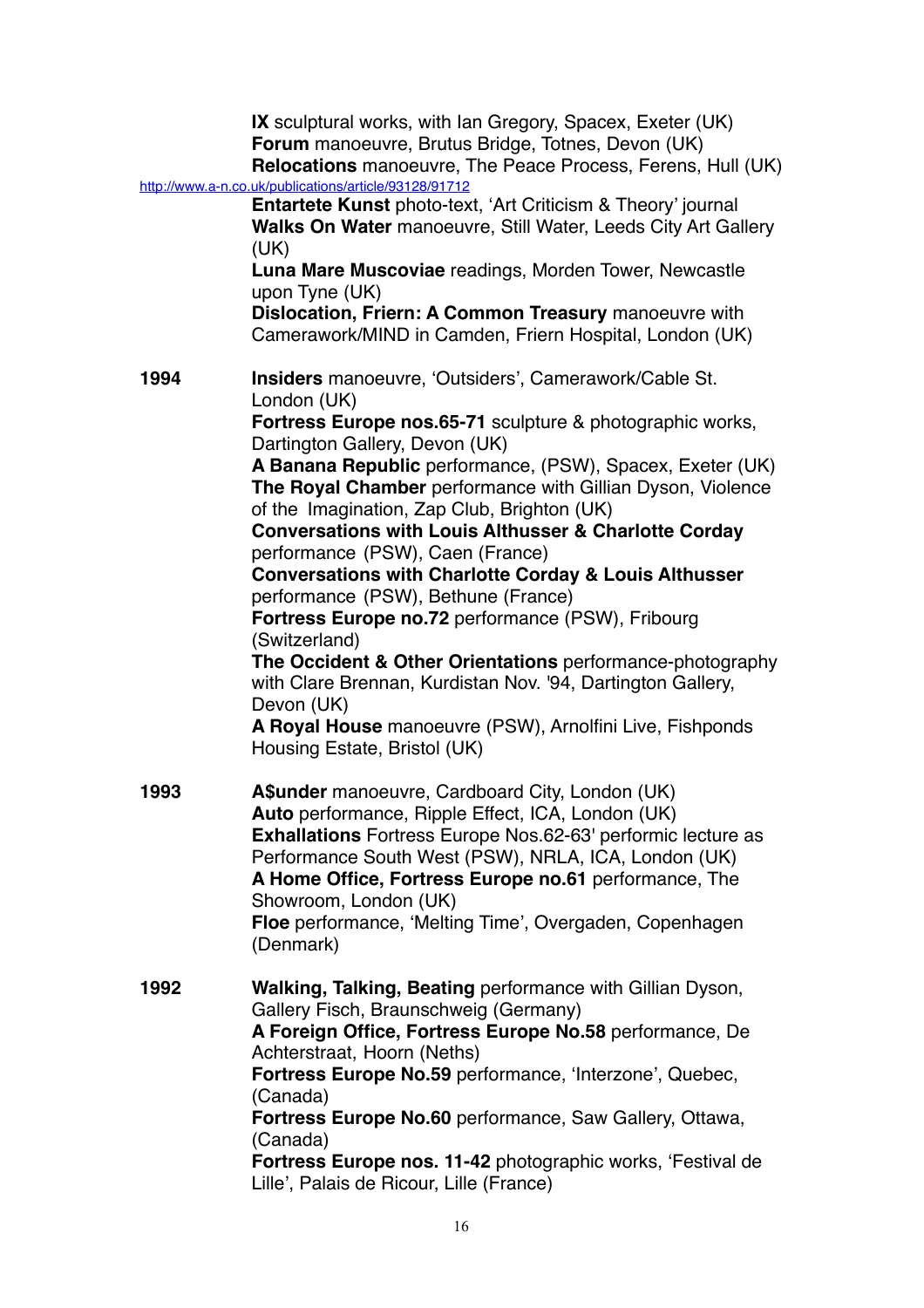**IX** sculptural works, with Ian Gregory, Spacex, Exeter (UK)
**Forum** manoeuvre, Brutus Bridge, Totnes, Devon (UK)
**Relocations** manoeuvre, The Peace Process, Ferens, Hull (UK)
http://www.a-n.co.uk/publications/article/93128/91712
**Entartete Kunst** photo-text, 'Art Criticism & Theory' journal
**Walks On Water** manoeuvre, Still Water, Leeds City Art Gallery (UK)
**Luna Mare Muscoviae** readings, Morden Tower, Newcastle upon Tyne (UK)
**Dislocation, Friern: A Common Treasury** manoeuvre with Camerawork/MIND in Camden, Friern Hospital, London (UK)

**1994**

**Insiders** manoeuvre, 'Outsiders', Camerawork/Cable St. London (UK)
**Fortress Europe nos.65-71** sculpture & photographic works, Dartington Gallery, Devon (UK)
**A Banana Republic** performance, (PSW), Spacex, Exeter (UK)
**The Royal Chamber** performance with Gillian Dyson, Violence of the Imagination, Zap Club, Brighton (UK)
**Conversations with Louis Althusser & Charlotte Corday** performance (PSW), Caen (France)
**Conversations with Charlotte Corday & Louis Althusser** performance (PSW), Bethune (France)
**Fortress Europe no.72** performance (PSW), Fribourg (Switzerland)
**The Occident & Other Orientations** performance-photography with Clare Brennan, Kurdistan Nov. '94, Dartington Gallery, Devon (UK)
**A Royal House** manoeuvre (PSW), Arnolfini Live, Fishponds Housing Estate, Bristol (UK)

**1993**

**A$under** manoeuvre, Cardboard City, London (UK)
**Auto** performance, Ripple Effect, ICA, London (UK)
**Exhallations** Fortress Europe Nos.62-63' performic lecture as Performance South West (PSW), NRLA, ICA, London (UK)
**A Home Office, Fortress Europe no.61** performance, The Showroom, London (UK)
**Floe** performance, 'Melting Time', Overgaden, Copenhagen (Denmark)

**1992**

**Walking, Talking, Beating** performance with Gillian Dyson, Gallery Fisch, Braunschweig (Germany)
**A Foreign Office, Fortress Europe No.58** performance, De Achterstraat, Hoorn (Neths)
**Fortress Europe No.59** performance, 'Interzone', Quebec, (Canada)
**Fortress Europe No.60** performance, Saw Gallery, Ottawa, (Canada)
**Fortress Europe nos. 11-42** photographic works, 'Festival de Lille', Palais de Ricour, Lille (France)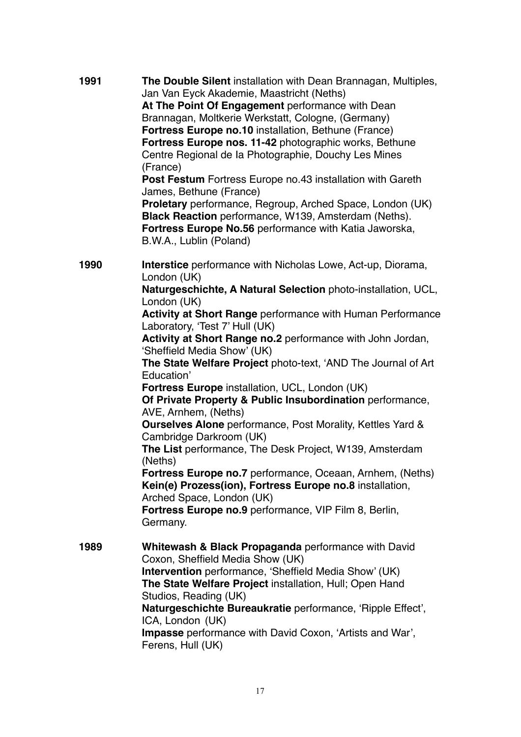**1991**

**The Double Silent** installation with Dean Brannagan, Multiples, Jan Van Eyck Akademie, Maastricht (Neths)
**At The Point Of Engagement** performance with Dean Brannagan, Moltkerie Werkstatt, Cologne, (Germany)
**Fortress Europe no.10** installation, Bethune (France)
**Fortress Europe nos. 11-42** photographic works, Bethune Centre Regional de la Photographie, Douchy Les Mines (France)
**Post Festum** Fortress Europe no.43 installation with Gareth James, Bethune (France)
**Proletary** performance, Regroup, Arched Space, London (UK)
**Black Reaction** performance, W139, Amsterdam (Neths).
**Fortress Europe No.56** performance with Katia Jaworska, B.W.A., Lublin (Poland)

**1990**

**Interstice** performance with Nicholas Lowe, Act-up, Diorama, London (UK)
**Naturgeschichte, A Natural Selection** photo-installation, UCL, London (UK)
**Activity at Short Range** performance with Human Performance Laboratory, 'Test 7' Hull (UK)
**Activity at Short Range no.2** performance with John Jordan, 'Sheffield Media Show' (UK)
**The State Welfare Project** photo-text, 'AND The Journal of Art Education'
**Fortress Europe** installation, UCL, London (UK)
**Of Private Property & Public Insubordination** performance, AVE, Arnhem, (Neths)
**Ourselves Alone** performance, Post Morality, Kettles Yard & Cambridge Darkroom (UK)
**The List** performance, The Desk Project, W139, Amsterdam (Neths)
**Fortress Europe no.7** performance, Oceaan, Arnhem, (Neths)
**Kein(e) Prozess(ion), Fortress Europe no.8** installation, Arched Space, London (UK)
**Fortress Europe no.9** performance, VIP Film 8, Berlin, Germany.

**1989**

**Whitewash & Black Propaganda** performance with David Coxon, Sheffield Media Show (UK)
**Intervention** performance, 'Sheffield Media Show' (UK)
**The State Welfare Project** installation, Hull; Open Hand Studios, Reading (UK)
**Naturgeschichte Bureaukratie** performance, 'Ripple Effect', ICA, London (UK)
**Impasse** performance with David Coxon, 'Artists and War', Ferens, Hull (UK)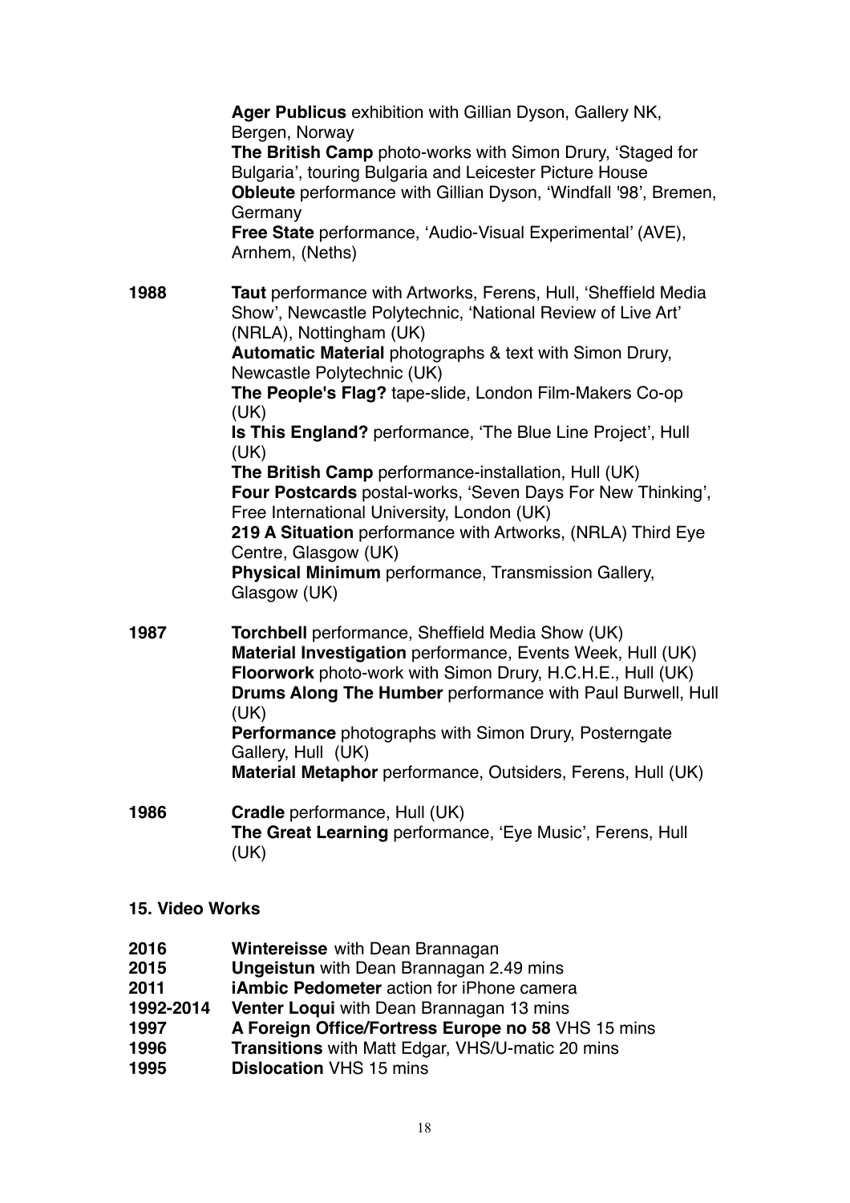**Ager Publicus** exhibition with Gillian Dyson, Gallery NK, Bergen, Norway
**The British Camp** photo-works with Simon Drury, 'Staged for Bulgaria', touring Bulgaria and Leicester Picture House
**Obleute** performance with Gillian Dyson, 'Windfall '98', Bremen, Germany
**Free State** performance, 'Audio-Visual Experimental' (AVE), Arnhem, (Neths)

**1988**
**Taut** performance with Artworks, Ferens, Hull, 'Sheffield Media Show', Newcastle Polytechnic, 'National Review of Live Art' (NRLA), Nottingham (UK)
**Automatic Material** photographs & text with Simon Drury, Newcastle Polytechnic (UK)
**The People's Flag?** tape-slide, London Film-Makers Co-op (UK)
**Is This England?** performance, 'The Blue Line Project', Hull (UK)
**The British Camp** performance-installation, Hull (UK)
**Four Postcards** postal-works, 'Seven Days For New Thinking', Free International University, London (UK)
**219 A Situation** performance with Artworks, (NRLA) Third Eye Centre, Glasgow (UK)
**Physical Minimum** performance, Transmission Gallery, Glasgow (UK)

**1987**
**Torchbell** performance, Sheffield Media Show (UK)
**Material Investigation** performance, Events Week, Hull (UK)
**Floorwork** photo-work with Simon Drury, H.C.H.E., Hull (UK)
**Drums Along The Humber** performance with Paul Burwell, Hull (UK)
**Performance** photographs with Simon Drury, Posterngate Gallery, Hull (UK)
**Material Metaphor** performance, Outsiders, Ferens, Hull (UK)

**1986**
**Cradle** performance, Hull (UK)
**The Great Learning** performance, 'Eye Music', Ferens, Hull (UK)

### 15. Video Works

**2016** **Wintereisse** with Dean Brannagan
**2015** **Ungeistun** with Dean Brannagan 2.49 mins
**2011** **iAmbic Pedometer** action for iPhone camera
**1992-2014** **Venter Loqui** with Dean Brannagan 13 mins
**1997** **A Foreign Office/Fortress Europe no 58** VHS 15 mins
**1996** **Transitions** with Matt Edgar, VHS/U-matic 20 mins
**1995** **Dislocation** VHS 15 mins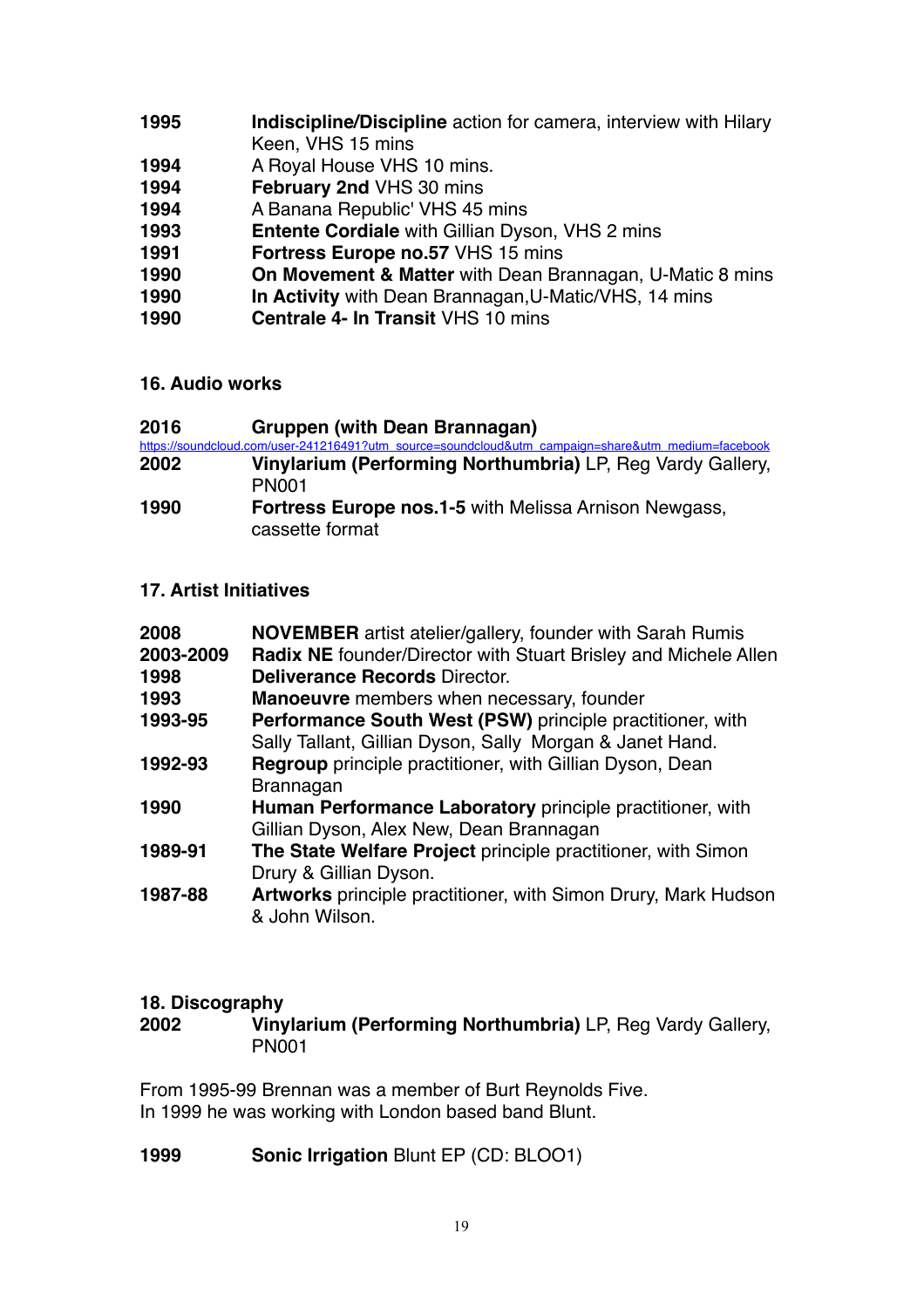**1995** **Indiscipline/Discipline** action for camera, interview with Hilary Keen, VHS 15 mins
**1994** A Royal House VHS 10 mins.
**1994** **February 2nd** VHS 30 mins
**1994** A Banana Republic' VHS 45 mins
**1993** **Entente Cordiale** with Gillian Dyson, VHS 2 mins
**1991** **Fortress Europe no.57** VHS 15 mins
**1990** **On Movement & Matter** with Dean Brannagan, U-Matic 8 mins
**1990** **In Activity** with Dean Brannagan,U-Matic/VHS, 14 mins
**1990** **Centrale 4- In Transit** VHS 10 mins

### 16. Audio works

**2016** **Gruppen (with Dean Brannagan)**
https://soundcloud.com/user-241216491?utm_source=soundcloud&utm_campaign=share&utm_medium=facebook
**2002** **Vinylarium (Performing Northumbria)** LP, Reg Vardy Gallery, PN001
**1990** **Fortress Europe nos.1-5** with Melissa Arnison Newgass, cassette format

### 17. Artist Initiatives

**2008** **NOVEMBER** artist atelier/gallery, founder with Sarah Rumis
**2003-2009** **Radix NE** founder/Director with Stuart Brisley and Michele Allen
**1998** **Deliverance Records** Director.
**1993** **Manoeuvre** members when necessary, founder
**1993-95** **Performance South West (PSW)** principle practitioner, with Sally Tallant, Gillian Dyson, Sally Morgan & Janet Hand.
**1992-93** **Regroup** principle practitioner, with Gillian Dyson, Dean Brannagan
**1990** **Human Performance Laboratory** principle practitioner, with Gillian Dyson, Alex New, Dean Brannagan
**1989-91** **The State Welfare Project** principle practitioner, with Simon Drury & Gillian Dyson.
**1987-88** **Artworks** principle practitioner, with Simon Drury, Mark Hudson & John Wilson.

### 18. Discography

**2002** **Vinylarium (Performing Northumbria)** LP, Reg Vardy Gallery, PN001

From 1995-99 Brennan was a member of Burt Reynolds Five.
In 1999 he was working with London based band Blunt.

**1999** **Sonic Irrigation** Blunt EP (CD: BLOO1)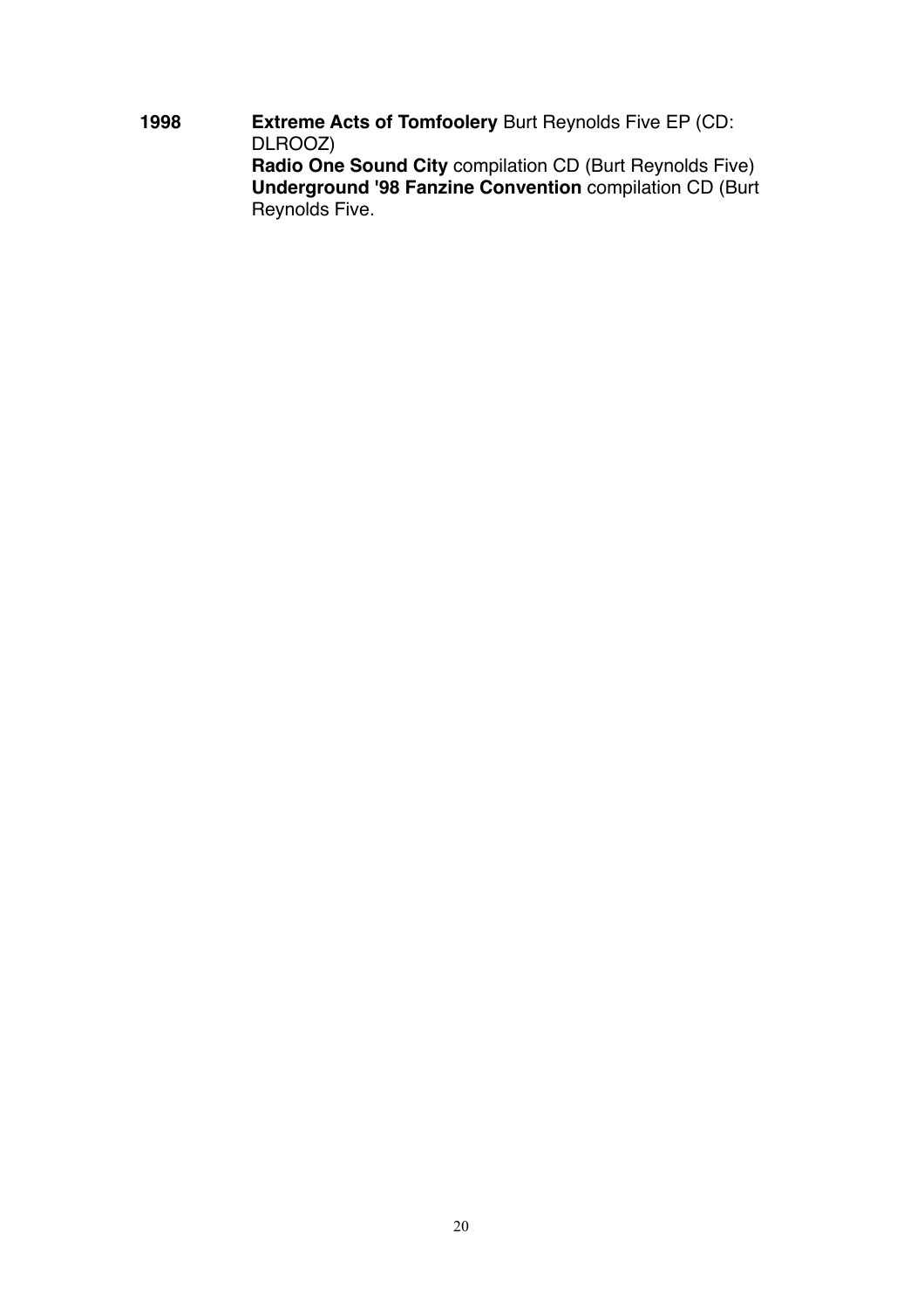**1998** **Extreme Acts of Tomfoolery** Burt Reynolds Five EP (CD: DLROOZ)
**Radio One Sound City** compilation CD (Burt Reynolds Five)
**Underground '98 Fanzine Convention** compilation CD (Burt Reynolds Five.